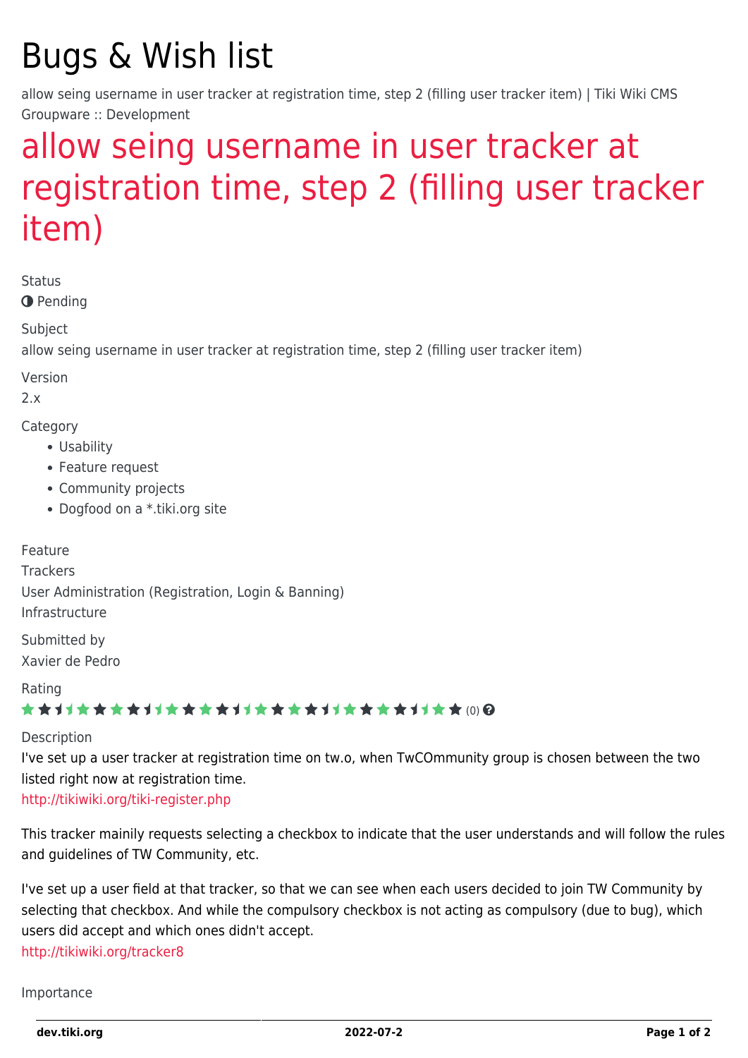# Bugs & Wish list

allow seing username in user tracker at registration time, step 2 (filling user tracker item) | Tiki Wiki CMS Groupware :: Development

## allow seing username in user tracker at registration time, step 2 (filling user tracker item)

Status

Pending

Subject

allow seing username in user tracker at registration time, step 2 (filling user tracker item)

Version

2.x

Category

- Usability
- Feature request
- Community projects
- Dogfood on a *.tiki.org site

Feature

Trackers
User Administration (Registration, Login & Banning)
Infrastructure

Submitted by

Xavier de Pedro

Rating

(0)

Description

I've set up a user tracker at registration time on tw.o, when TwCOmmunity group is chosen between the two listed right now at registration time.
http://tikiwiki.org/tiki-register.php

This tracker mainily requests selecting a checkbox to indicate that the user understands and will follow the rules and guidelines of TW Community, etc.

I've set up a user field at that tracker, so that we can see when each users decided to join TW Community by selecting that checkbox. And while the compulsory checkbox is not acting as compulsory (due to bug), which users did accept and which ones didn't accept.
http://tikiwiki.org/tracker8

Importance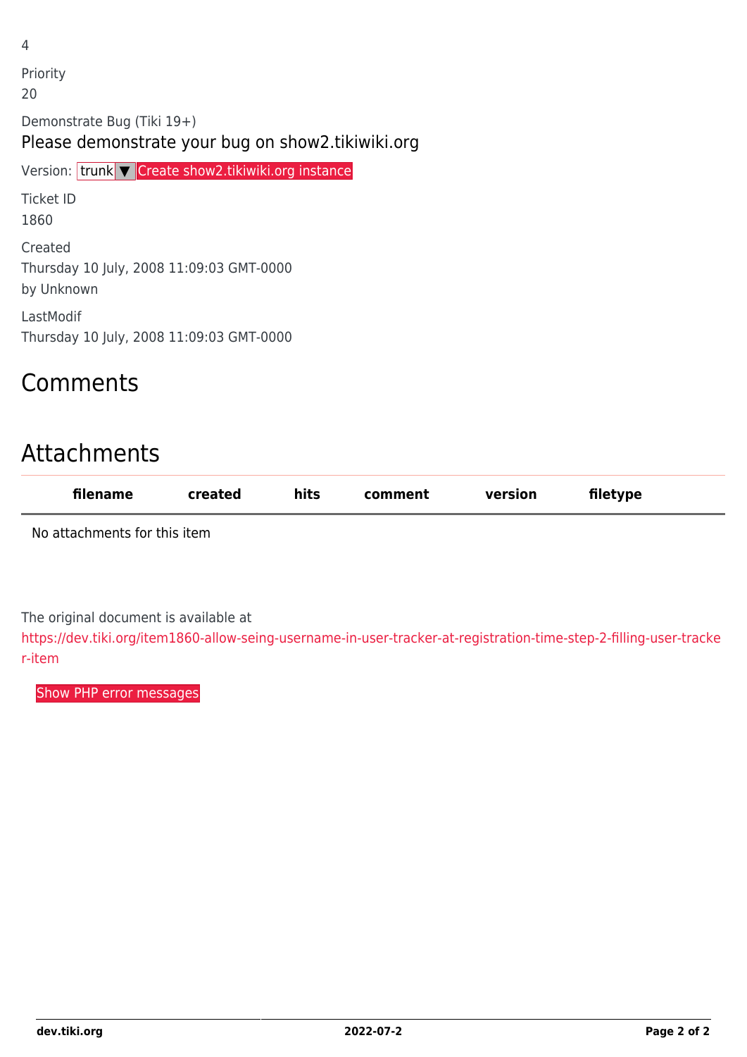4

Priority
20

Demonstrate Bug (Tiki 19+)

Please demonstrate your bug on show2.tikiwiki.org

Version: trunk ▼ Create show2.tikiwiki.org instance

Ticket ID
1860

Created
Thursday 10 July, 2008 11:09:03 GMT-0000
by Unknown

LastModif
Thursday 10 July, 2008 11:09:03 GMT-0000

## Comments

## Attachments

| filename | created | hits | comment | version | filetype |
|---|---|---|---|---|---|
| No attachments for this item | | | | | |

The original document is available at
https://dev.tiki.org/item1860-allow-seing-username-in-user-tracker-at-registration-time-step-2-filling-user-tracker-item

Show PHP error messages